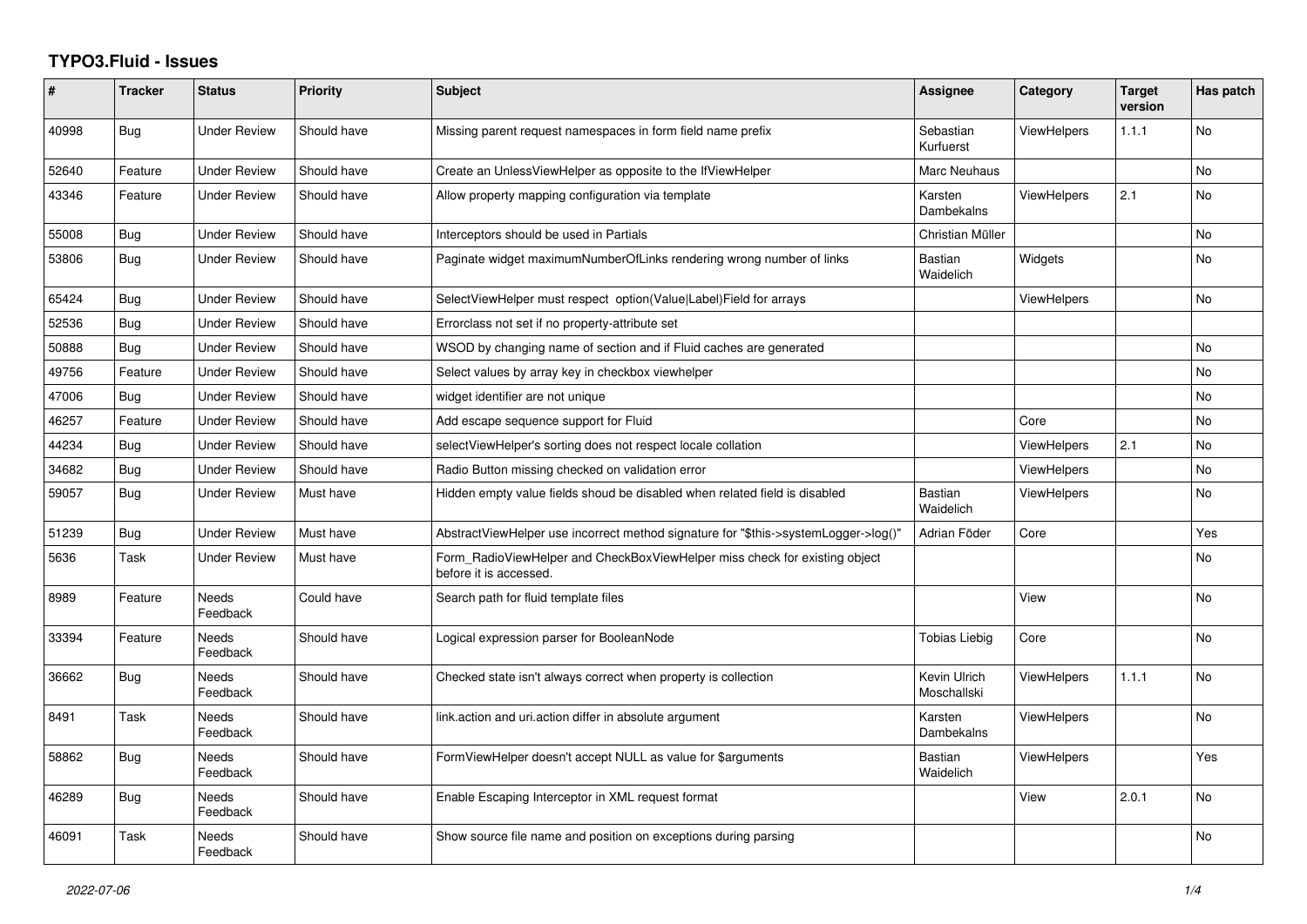# TYPO3.Fluid - Issues

| # | Tracker | Status | Priority | Subject | Assignee | Category | Target version | Has patch |
|---|---|---|---|---|---|---|---|---|
| 40998 | Bug | Under Review | Should have | Missing parent request namespaces in form field name prefix | Sebastian Kurfuerst | ViewHelpers | 1.1.1 | No |
| 52640 | Feature | Under Review | Should have | Create an UnlessViewHelper as opposite to the IfViewHelper | Marc Neuhaus | | | No |
| 43346 | Feature | Under Review | Should have | Allow property mapping configuration via template | Karsten Dambekalns | ViewHelpers | 2.1 | No |
| 55008 | Bug | Under Review | Should have | Interceptors should be used in Partials | Christian Müller | | | No |
| 53806 | Bug | Under Review | Should have | Paginate widget maximumNumberOfLinks rendering wrong number of links | Bastian Waidelich | Widgets | | No |
| 65424 | Bug | Under Review | Should have | SelectViewHelper must respect option(Value\|Label)Field for arrays | | ViewHelpers | | No |
| 52536 | Bug | Under Review | Should have | Errorclass not set if no property-attribute set | | | | |
| 50888 | Bug | Under Review | Should have | WSOD by changing name of section and if Fluid caches are generated | | | | No |
| 49756 | Feature | Under Review | Should have | Select values by array key in checkbox viewhelper | | | | No |
| 47006 | Bug | Under Review | Should have | widget identifier are not unique | | | | No |
| 46257 | Feature | Under Review | Should have | Add escape sequence support for Fluid | | Core | | No |
| 44234 | Bug | Under Review | Should have | selectViewHelper's sorting does not respect locale collation | | ViewHelpers | 2.1 | No |
| 34682 | Bug | Under Review | Should have | Radio Button missing checked on validation error | | ViewHelpers | | No |
| 59057 | Bug | Under Review | Must have | Hidden empty value fields shoud be disabled when related field is disabled | Bastian Waidelich | ViewHelpers | | No |
| 51239 | Bug | Under Review | Must have | AbstractViewHelper use incorrect method signature for "$this->systemLogger->log()" | Adrian Föder | Core | | Yes |
| 5636 | Task | Under Review | Must have | Form_RadioViewHelper and CheckBoxViewHelper miss check for existing object before it is accessed. | | | | No |
| 8989 | Feature | Needs Feedback | Could have | Search path for fluid template files | | View | | No |
| 33394 | Feature | Needs Feedback | Should have | Logical expression parser for BooleanNode | Tobias Liebig | Core | | No |
| 36662 | Bug | Needs Feedback | Should have | Checked state isn't always correct when property is collection | Kevin Ulrich Moschallski | ViewHelpers | 1.1.1 | No |
| 8491 | Task | Needs Feedback | Should have | link.action and uri.action differ in absolute argument | Karsten Dambekalns | ViewHelpers | | No |
| 58862 | Bug | Needs Feedback | Should have | FormViewHelper doesn't accept NULL as value for $arguments | Bastian Waidelich | ViewHelpers | | Yes |
| 46289 | Bug | Needs Feedback | Should have | Enable Escaping Interceptor in XML request format | | View | 2.0.1 | No |
| 46091 | Task | Needs Feedback | Should have | Show source file name and position on exceptions during parsing | | | | No |

*2022-07-06*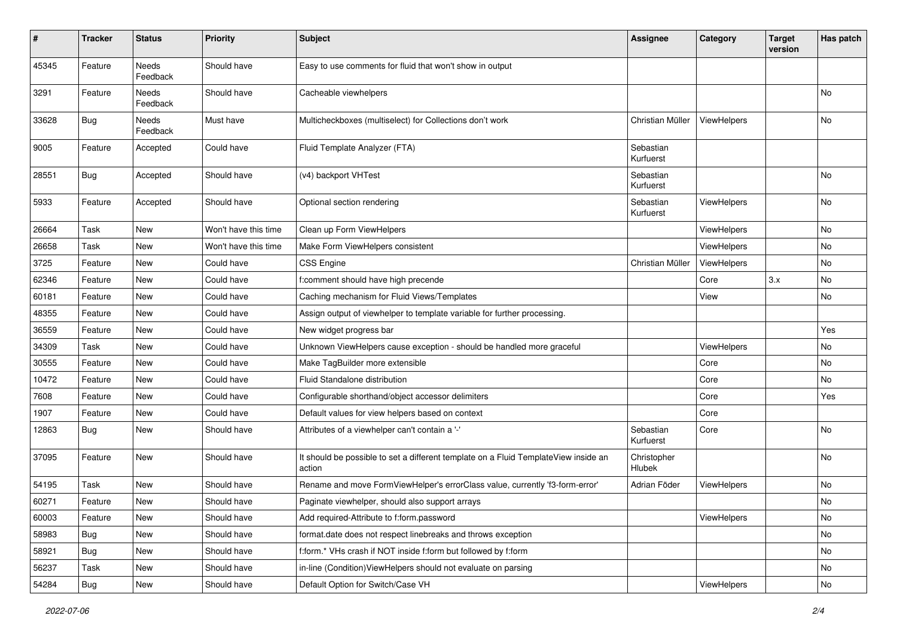| # | Tracker | Status | Priority | Subject | Assignee | Category | Target version | Has patch |
|---|---|---|---|---|---|---|---|---|
| 45345 | Feature | Needs Feedback | Should have | Easy to use comments for fluid that won't show in output | | | | |
| 3291 | Feature | Needs Feedback | Should have | Cacheable viewhelpers | | | | No |
| 33628 | Bug | Needs Feedback | Must have | Multicheckboxes (multiselect) for Collections don't work | Christian Müller | ViewHelpers | | No |
| 9005 | Feature | Accepted | Could have | Fluid Template Analyzer (FTA) | Sebastian Kurfuerst | | | |
| 28551 | Bug | Accepted | Should have | (v4) backport VHTest | Sebastian Kurfuerst | | | No |
| 5933 | Feature | Accepted | Should have | Optional section rendering | Sebastian Kurfuerst | ViewHelpers | | No |
| 26664 | Task | New | Won't have this time | Clean up Form ViewHelpers | | ViewHelpers | | No |
| 26658 | Task | New | Won't have this time | Make Form ViewHelpers consistent | | ViewHelpers | | No |
| 3725 | Feature | New | Could have | CSS Engine | Christian Müller | ViewHelpers | | No |
| 62346 | Feature | New | Could have | f:comment should have high precende | | Core | 3.x | No |
| 60181 | Feature | New | Could have | Caching mechanism for Fluid Views/Templates | | View | | No |
| 48355 | Feature | New | Could have | Assign output of viewhelper to template variable for further processing. | | | | |
| 36559 | Feature | New | Could have | New widget progress bar | | | | Yes |
| 34309 | Task | New | Could have | Unknown ViewHelpers cause exception - should be handled more graceful | | ViewHelpers | | No |
| 30555 | Feature | New | Could have | Make TagBuilder more extensible | | Core | | No |
| 10472 | Feature | New | Could have | Fluid Standalone distribution | | Core | | No |
| 7608 | Feature | New | Could have | Configurable shorthand/object accessor delimiters | | Core | | Yes |
| 1907 | Feature | New | Could have | Default values for view helpers based on context | | Core | | |
| 12863 | Bug | New | Should have | Attributes of a viewhelper can't contain a '-' | Sebastian Kurfuerst | Core | | No |
| 37095 | Feature | New | Should have | It should be possible to set a different template on a Fluid TemplateView inside an action | Christopher Hlubek | | | No |
| 54195 | Task | New | Should have | Rename and move FormViewHelper's errorClass value, currently 'f3-form-error' | Adrian Föder | ViewHelpers | | No |
| 60271 | Feature | New | Should have | Paginate viewhelper, should also support arrays | | | | No |
| 60003 | Feature | New | Should have | Add required-Attribute to f:form.password | | ViewHelpers | | No |
| 58983 | Bug | New | Should have | format.date does not respect linebreaks and throws exception | | | | No |
| 58921 | Bug | New | Should have | f:form.* VHs crash if NOT inside f:form but followed by f:form | | | | No |
| 56237 | Task | New | Should have | in-line (Condition)ViewHelpers should not evaluate on parsing | | | | No |
| 54284 | Bug | New | Should have | Default Option for Switch/Case VH | | ViewHelpers | | No |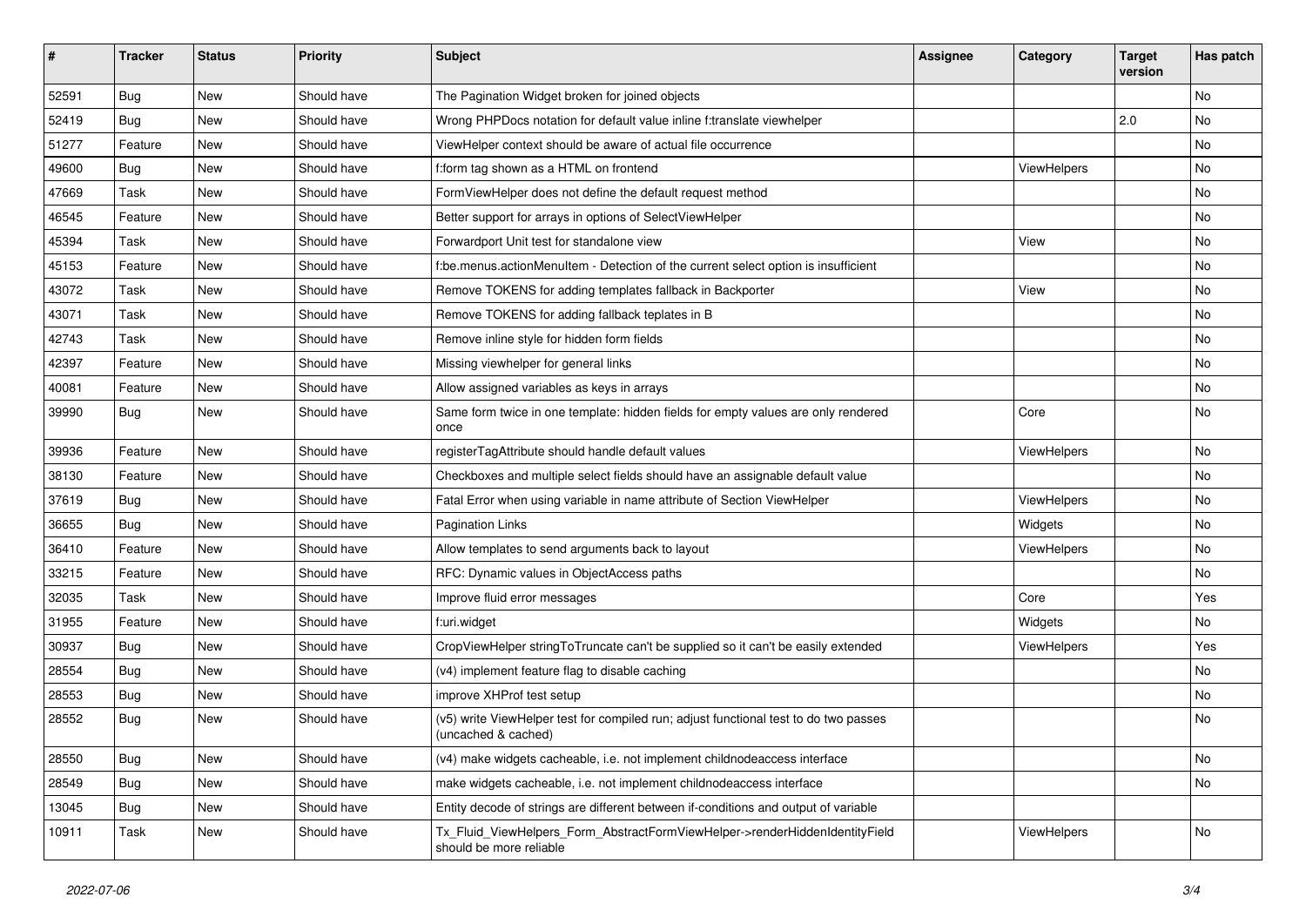| # | Tracker | Status | Priority | Subject | Assignee | Category | Target version | Has patch |
|---|---|---|---|---|---|---|---|---|
| 52591 | Bug | New | Should have | The Pagination Widget broken for joined objects | | | | No |
| 52419 | Bug | New | Should have | Wrong PHPDocs notation for default value inline f:translate viewhelper | | | 2.0 | No |
| 51277 | Feature | New | Should have | ViewHelper context should be aware of actual file occurrence | | | | No |
| 49600 | Bug | New | Should have | f:form tag shown as a HTML on frontend | | ViewHelpers | | No |
| 47669 | Task | New | Should have | FormViewHelper does not define the default request method | | | | No |
| 46545 | Feature | New | Should have | Better support for arrays in options of SelectViewHelper | | | | No |
| 45394 | Task | New | Should have | Forwardport Unit test for standalone view | | View | | No |
| 45153 | Feature | New | Should have | f:be.menus.actionMenuItem - Detection of the current select option is insufficient | | | | No |
| 43072 | Task | New | Should have | Remove TOKENS for adding templates fallback in Backporter | | View | | No |
| 43071 | Task | New | Should have | Remove TOKENS for adding fallback teplates in B | | | | No |
| 42743 | Task | New | Should have | Remove inline style for hidden form fields | | | | No |
| 42397 | Feature | New | Should have | Missing viewhelper for general links | | | | No |
| 40081 | Feature | New | Should have | Allow assigned variables as keys in arrays | | | | No |
| 39990 | Bug | New | Should have | Same form twice in one template: hidden fields for empty values are only rendered once | | Core | | No |
| 39936 | Feature | New | Should have | registerTagAttribute should handle default values | | ViewHelpers | | No |
| 38130 | Feature | New | Should have | Checkboxes and multiple select fields should have an assignable default value | | | | No |
| 37619 | Bug | New | Should have | Fatal Error when using variable in name attribute of Section ViewHelper | | ViewHelpers | | No |
| 36655 | Bug | New | Should have | Pagination Links | | Widgets | | No |
| 36410 | Feature | New | Should have | Allow templates to send arguments back to layout | | ViewHelpers | | No |
| 33215 | Feature | New | Should have | RFC: Dynamic values in ObjectAccess paths | | | | No |
| 32035 | Task | New | Should have | Improve fluid error messages | | Core | | Yes |
| 31955 | Feature | New | Should have | f:uri.widget | | Widgets | | No |
| 30937 | Bug | New | Should have | CropViewHelper stringToTruncate can't be supplied so it can't be easily extended | | ViewHelpers | | Yes |
| 28554 | Bug | New | Should have | (v4) implement feature flag to disable caching | | | | No |
| 28553 | Bug | New | Should have | improve XHProf test setup | | | | No |
| 28552 | Bug | New | Should have | (v5) write ViewHelper test for compiled run; adjust functional test to do two passes (uncached & cached) | | | | No |
| 28550 | Bug | New | Should have | (v4) make widgets cacheable, i.e. not implement childnodeaccess interface | | | | No |
| 28549 | Bug | New | Should have | make widgets cacheable, i.e. not implement childnodeaccess interface | | | | No |
| 13045 | Bug | New | Should have | Entity decode of strings are different between if-conditions and output of variable | | | | |
| 10911 | Task | New | Should have | Tx_Fluid_ViewHelpers_Form_AbstractFormViewHelper->renderHiddenIdentityField should be more reliable | | ViewHelpers | | No |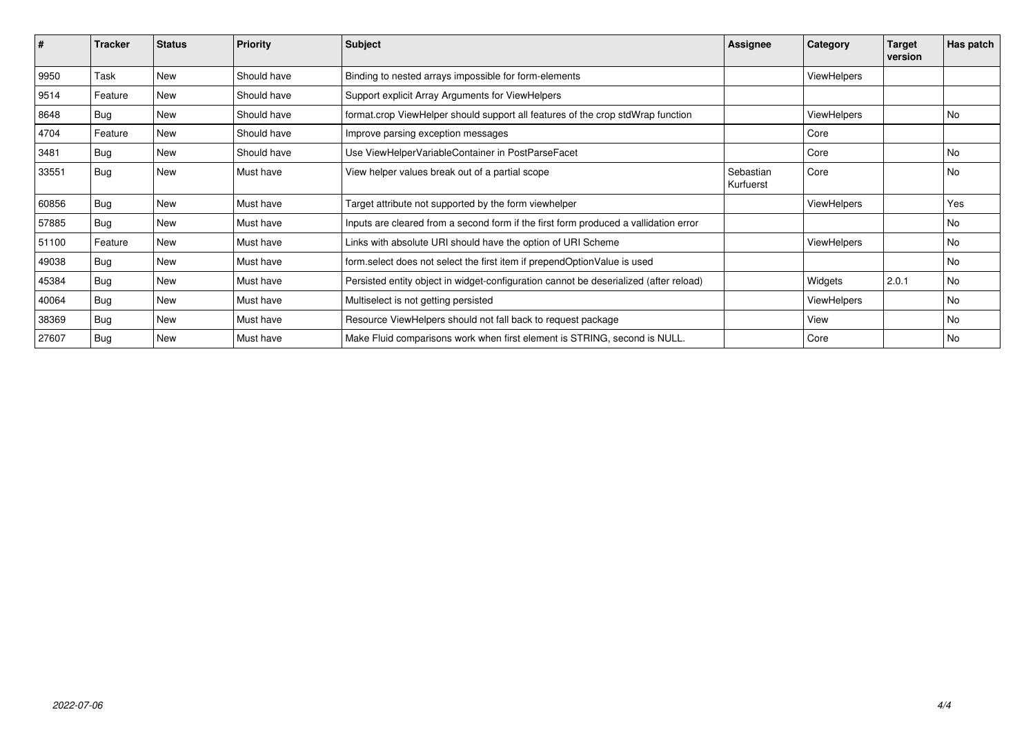| # | Tracker | Status | Priority | Subject | Assignee | Category | Target version | Has patch |
| --- | --- | --- | --- | --- | --- | --- | --- | --- |
| 9950 | Task | New | Should have | Binding to nested arrays impossible for form-elements | | ViewHelpers | | |
| 9514 | Feature | New | Should have | Support explicit Array Arguments for ViewHelpers | | | | |
| 8648 | Bug | New | Should have | format.crop ViewHelper should support all features of the crop stdWrap function | | ViewHelpers | | No |
| 4704 | Feature | New | Should have | Improve parsing exception messages | | Core | | |
| 3481 | Bug | New | Should have | Use ViewHelperVariableContainer in PostParseFacet | | Core | | No |
| 33551 | Bug | New | Must have | View helper values break out of a partial scope | Sebastian Kurfuerst | Core | | No |
| 60856 | Bug | New | Must have | Target attribute not supported by the form viewhelper | | ViewHelpers | | Yes |
| 57885 | Bug | New | Must have | Inputs are cleared from a second form if the first form produced a vallidation error | | | | No |
| 51100 | Feature | New | Must have | Links with absolute URI should have the option of URI Scheme | | ViewHelpers | | No |
| 49038 | Bug | New | Must have | form.select does not select the first item if prependOptionValue is used | | | | No |
| 45384 | Bug | New | Must have | Persisted entity object in widget-configuration cannot be deserialized (after reload) | | Widgets | 2.0.1 | No |
| 40064 | Bug | New | Must have | Multiselect is not getting persisted | | ViewHelpers | | No |
| 38369 | Bug | New | Must have | Resource ViewHelpers should not fall back to request package | | View | | No |
| 27607 | Bug | New | Must have | Make Fluid comparisons work when first element is STRING, second is NULL. | | Core | | No |